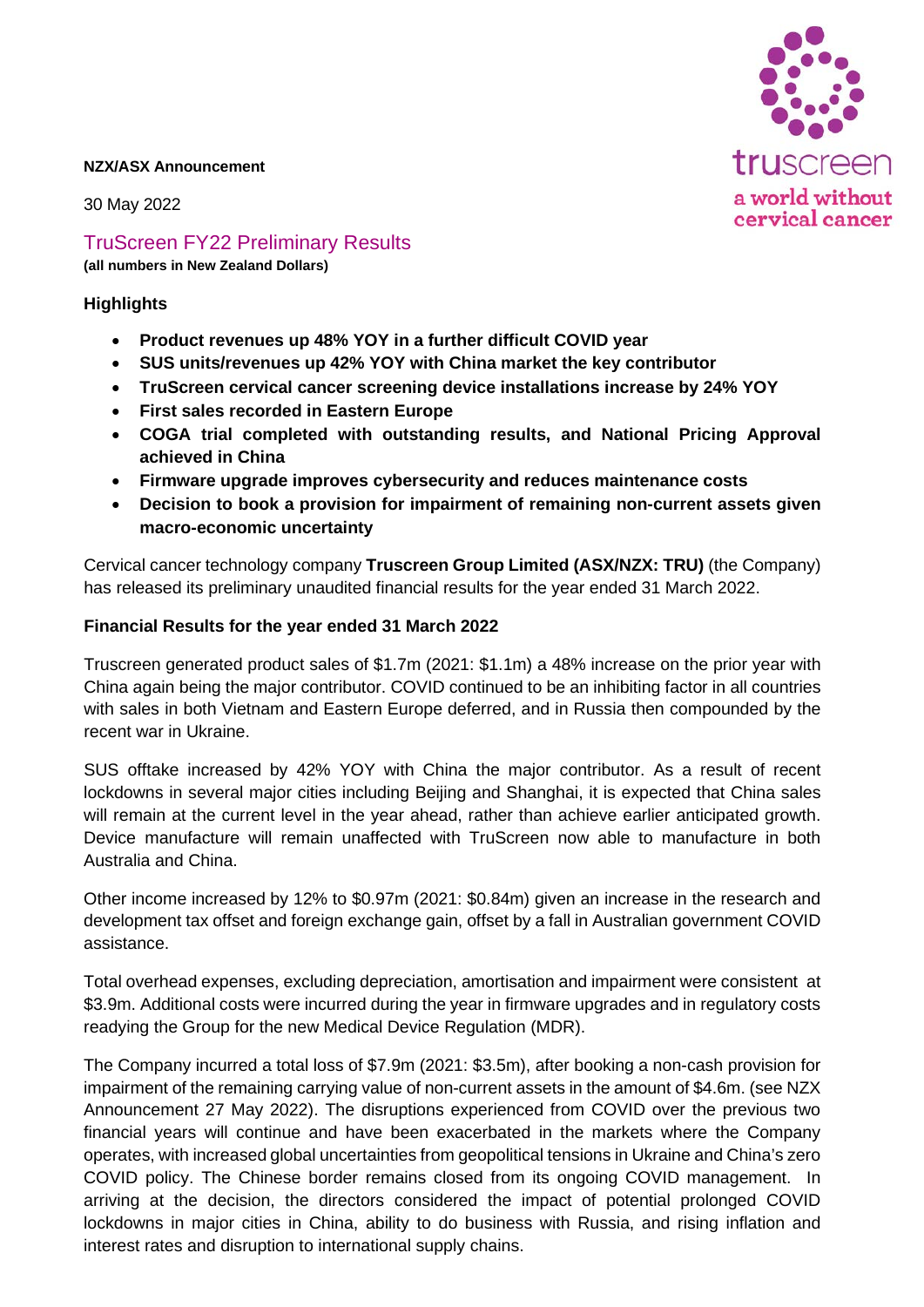**NZX/ASX Announcement**

30 May 2022

## TruScreen FY22 Preliminary Results

**(all numbers in New Zealand Dollars)**

### Highlights

- **Product revenues up 48% YOY in a further difficult COVID year**
- **SUS units/revenues up 42% YOY with China market the key contributor**
- **TruScreen cervical cancer screening device installations increase by 24% YOY**
- **First sales recorded in Eastern Europe**
- **COGA trial completed with outstanding results, and National Pricing Approval achieved in China**
- **Firmware upgrade improves cybersecurity and reduces maintenance costs**
- **Decision to book a provision for impairment of remaining non-current assets given macro-economic uncertainty**

Cervical cancer technology company **Truscreen Group Limited (ASX/NZX: TRU)** (the Company) has released its preliminary unaudited financial results for the year ended 31 March 2022.

### Financial Results for the year ended 31 March 2022

Truscreen generated product sales of $1.7m (2021: $1.1m) a 48% increase on the prior year with China again being the major contributor. COVID continued to be an inhibiting factor in all countries with sales in both Vietnam and Eastern Europe deferred, and in Russia then compounded by the recent war in Ukraine.

SUS offtake increased by 42% YOY with China the major contributor. As a result of recent lockdowns in several major cities including Beijing and Shanghai, it is expected that China sales will remain at the current level in the year ahead, rather than achieve earlier anticipated growth. Device manufacture will remain unaffected with TruScreen now able to manufacture in both Australia and China.

Other income increased by 12% to $0.97m (2021: $0.84m) given an increase in the research and development tax offset and foreign exchange gain, offset by a fall in Australian government COVID assistance.

Total overhead expenses, excluding depreciation, amortisation and impairment were consistent at $3.9m. Additional costs were incurred during the year in firmware upgrades and in regulatory costs readying the Group for the new Medical Device Regulation (MDR).

The Company incurred a total loss of $7.9m (2021: $3.5m), after booking a non-cash provision for impairment of the remaining carrying value of non-current assets in the amount of $4.6m. (see NZX Announcement 27 May 2022). The disruptions experienced from COVID over the previous two financial years will continue and have been exacerbated in the markets where the Company operates, with increased global uncertainties from geopolitical tensions in Ukraine and China's zero COVID policy. The Chinese border remains closed from its ongoing COVID management. In arriving at the decision, the directors considered the impact of potential prolonged COVID lockdowns in major cities in China, ability to do business with Russia, and rising inflation and interest rates and disruption to international supply chains.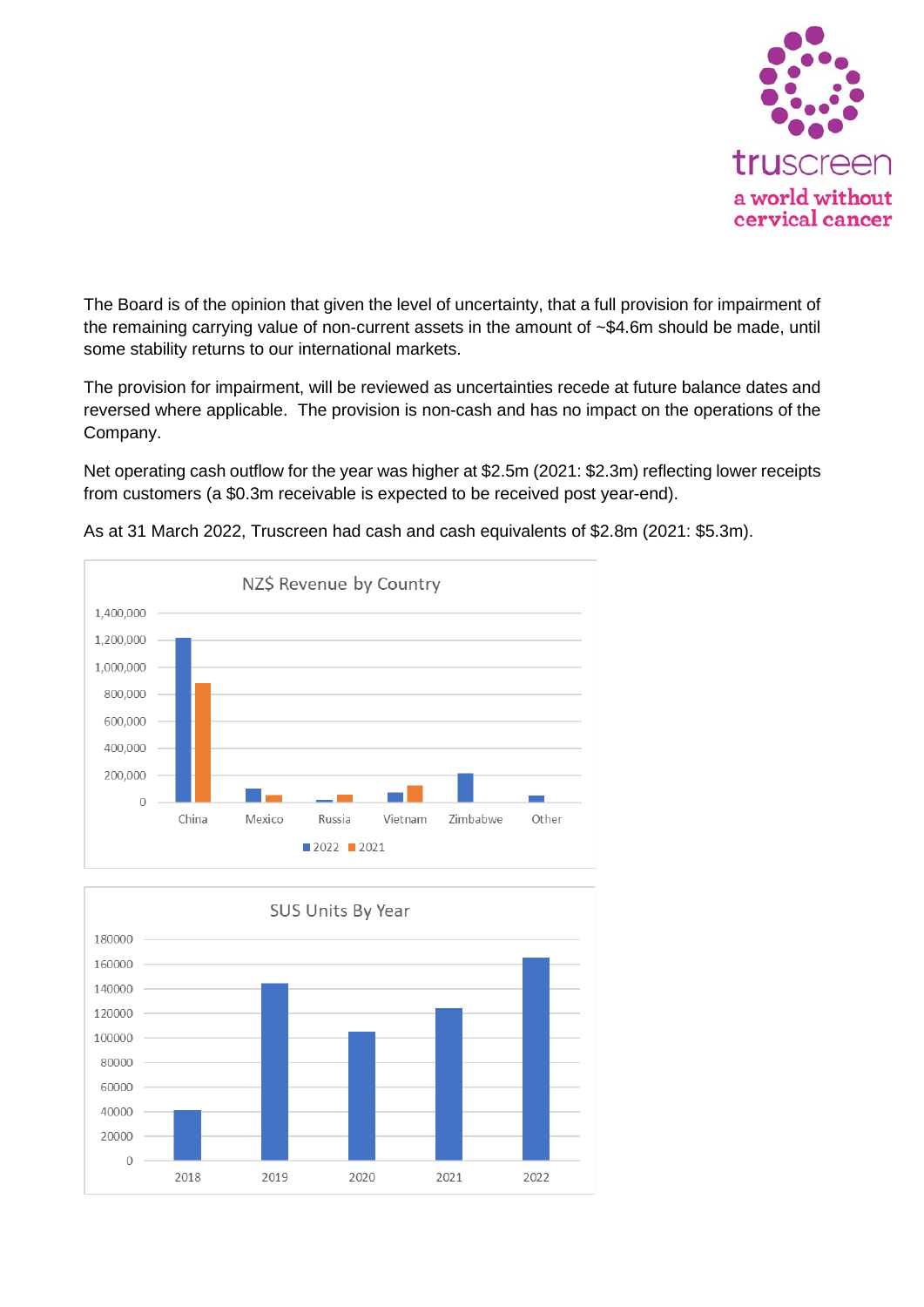The Board is of the opinion that given the level of uncertainty, that a full provision for impairment of the remaining carrying value of non-current assets in the amount of ~$4.6m should be made, until some stability returns to our international markets.

The provision for impairment, will be reviewed as uncertainties recede at future balance dates and reversed where applicable. The provision is non-cash and has no impact on the operations of the Company.

Net operating cash outflow for the year was higher at $2.5m (2021: $2.3m) reflecting lower receipts from customers (a $0.3m receivable is expected to be received post year-end).

As at 31 March 2022, Truscreen had cash and cash equivalents of $2.8m (2021: $5.3m).

NZ$ Revenue by Country

SUS Units By Year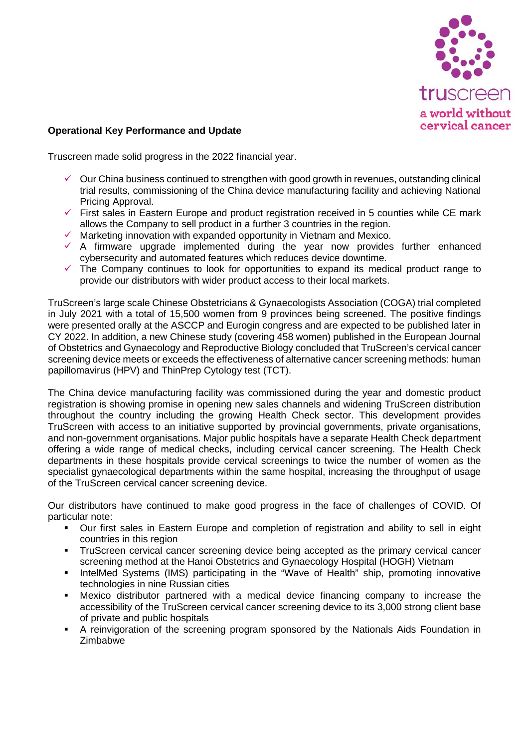**Operational Key Performance and Update**

Truscreen made solid progress in the 2022 financial year.

- ✓ Our China business continued to strengthen with good growth in revenues, outstanding clinical trial results, commissioning of the China device manufacturing facility and achieving National Pricing Approval.
- ✓ First sales in Eastern Europe and product registration received in 5 counties while CE mark allows the Company to sell product in a further 3 countries in the region.
- ✓ Marketing innovation with expanded opportunity in Vietnam and Mexico.
- ✓ A firmware upgrade implemented during the year now provides further enhanced cybersecurity and automated features which reduces device downtime.
- ✓ The Company continues to look for opportunities to expand its medical product range to provide our distributors with wider product access to their local markets.

TruScreen's large scale Chinese Obstetricians & Gynaecologists Association (COGA) trial completed in July 2021 with a total of 15,500 women from 9 provinces being screened. The positive findings were presented orally at the ASCCP and Eurogin congress and are expected to be published later in CY 2022. In addition, a new Chinese study (covering 458 women) published in the European Journal of Obstetrics and Gynaecology and Reproductive Biology concluded that TruScreen's cervical cancer screening device meets or exceeds the effectiveness of alternative cancer screening methods: human papillomavirus (HPV) and ThinPrep Cytology test (TCT).

The China device manufacturing facility was commissioned during the year and domestic product registration is showing promise in opening new sales channels and widening TruScreen distribution throughout the country including the growing Health Check sector. This development provides TruScreen with access to an initiative supported by provincial governments, private organisations, and non-government organisations. Major public hospitals have a separate Health Check department offering a wide range of medical checks, including cervical cancer screening. The Health Check departments in these hospitals provide cervical screenings to twice the number of women as the specialist gynaecological departments within the same hospital, increasing the throughput of usage of the TruScreen cervical cancer screening device.

Our distributors have continued to make good progress in the face of challenges of COVID. Of particular note:

- Our first sales in Eastern Europe and completion of registration and ability to sell in eight countries in this region
- TruScreen cervical cancer screening device being accepted as the primary cervical cancer screening method at the Hanoi Obstetrics and Gynaecology Hospital (HOGH) Vietnam
- IntelMed Systems (IMS) participating in the "Wave of Health" ship, promoting innovative technologies in nine Russian cities
- Mexico distributor partnered with a medical device financing company to increase the accessibility of the TruScreen cervical cancer screening device to its 3,000 strong client base of private and public hospitals
- A reinvigoration of the screening program sponsored by the Nationals Aids Foundation in Zimbabwe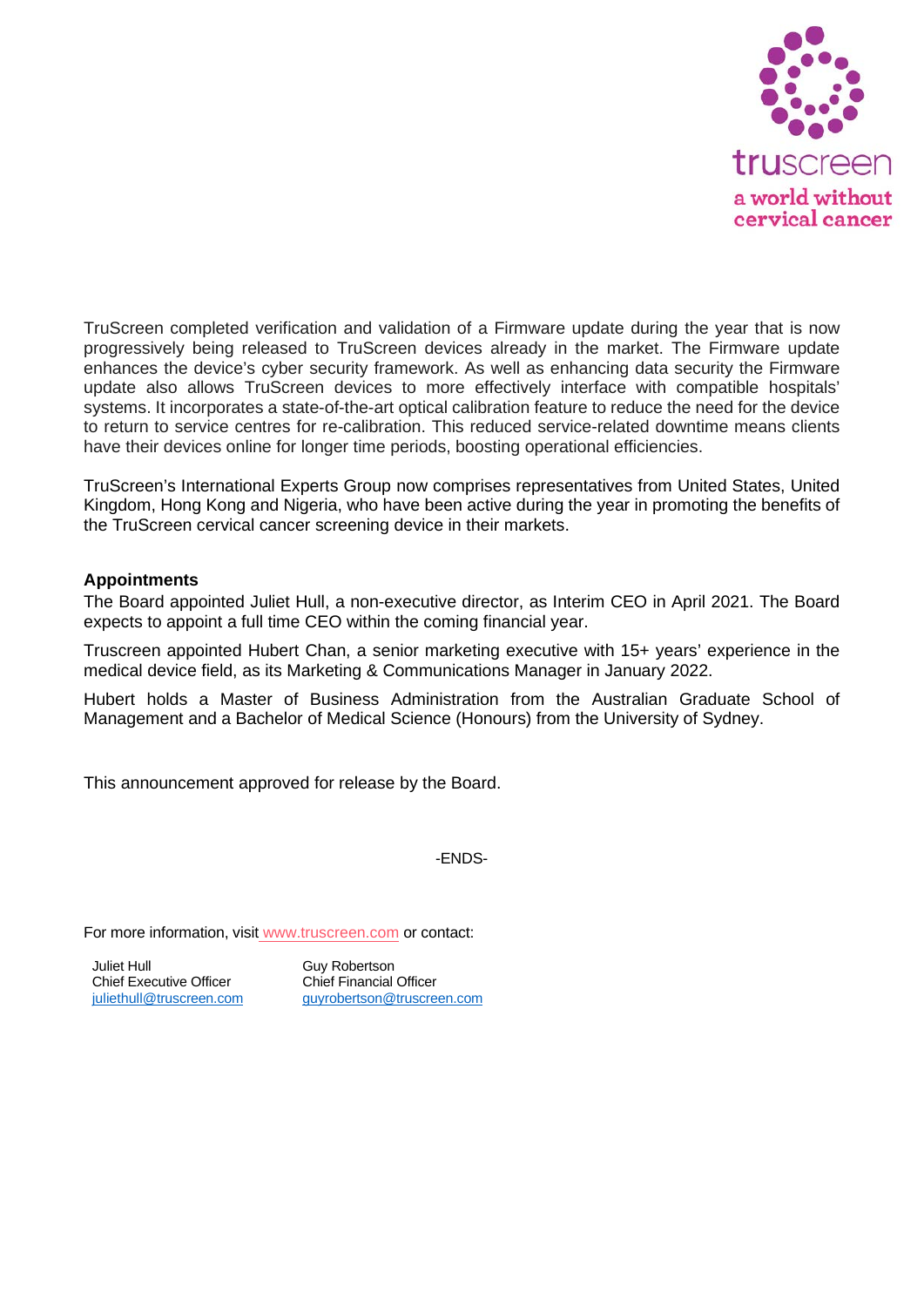TruScreen completed verification and validation of a Firmware update during the year that is now progressively being released to TruScreen devices already in the market. The Firmware update enhances the device's cyber security framework. As well as enhancing data security the Firmware update also allows TruScreen devices to more effectively interface with compatible hospitals' systems. It incorporates a state-of-the-art optical calibration feature to reduce the need for the device to return to service centres for re-calibration. This reduced service-related downtime means clients have their devices online for longer time periods, boosting operational efficiencies.

TruScreen's International Experts Group now comprises representatives from United States, United Kingdom, Hong Kong and Nigeria, who have been active during the year in promoting the benefits of the TruScreen cervical cancer screening device in their markets.

**Appointments**

The Board appointed Juliet Hull, a non-executive director, as Interim CEO in April 2021. The Board expects to appoint a full time CEO within the coming financial year.

Truscreen appointed Hubert Chan, a senior marketing executive with 15+ years' experience in the medical device field, as its Marketing & Communications Manager in January 2022.

Hubert holds a Master of Business Administration from the Australian Graduate School of Management and a Bachelor of Medical Science (Honours) from the University of Sydney.

This announcement approved for release by the Board.

-ENDS-

For more information, visit www.truscreen.com or contact:

Juliet Hull
Chief Executive Officer
juliethull@truscreen.com

Guy Robertson
Chief Financial Officer
guyrobertson@truscreen.com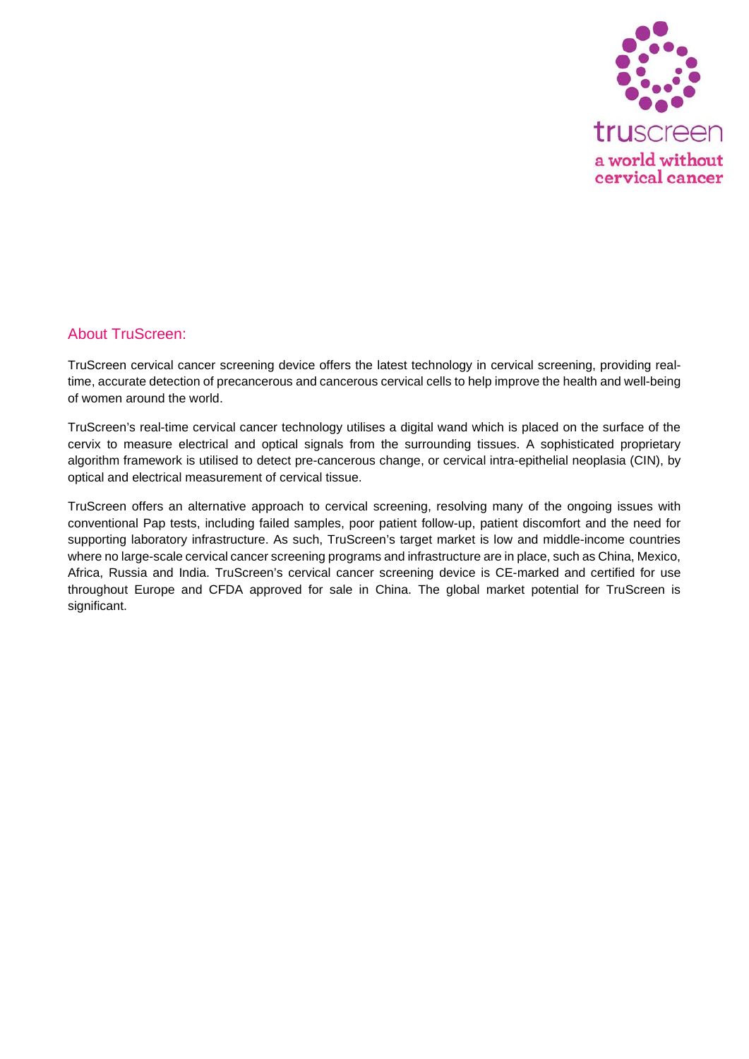## About TruScreen:

TruScreen cervical cancer screening device offers the latest technology in cervical screening, providing real-time, accurate detection of precancerous and cancerous cervical cells to help improve the health and well-being of women around the world.

TruScreen's real-time cervical cancer technology utilises a digital wand which is placed on the surface of the cervix to measure electrical and optical signals from the surrounding tissues. A sophisticated proprietary algorithm framework is utilised to detect pre-cancerous change, or cervical intra-epithelial neoplasia (CIN), by optical and electrical measurement of cervical tissue.

TruScreen offers an alternative approach to cervical screening, resolving many of the ongoing issues with conventional Pap tests, including failed samples, poor patient follow-up, patient discomfort and the need for supporting laboratory infrastructure. As such, TruScreen's target market is low and middle-income countries where no large-scale cervical cancer screening programs and infrastructure are in place, such as China, Mexico, Africa, Russia and India. TruScreen's cervical cancer screening device is CE-marked and certified for use throughout Europe and CFDA approved for sale in China. The global market potential for TruScreen is significant.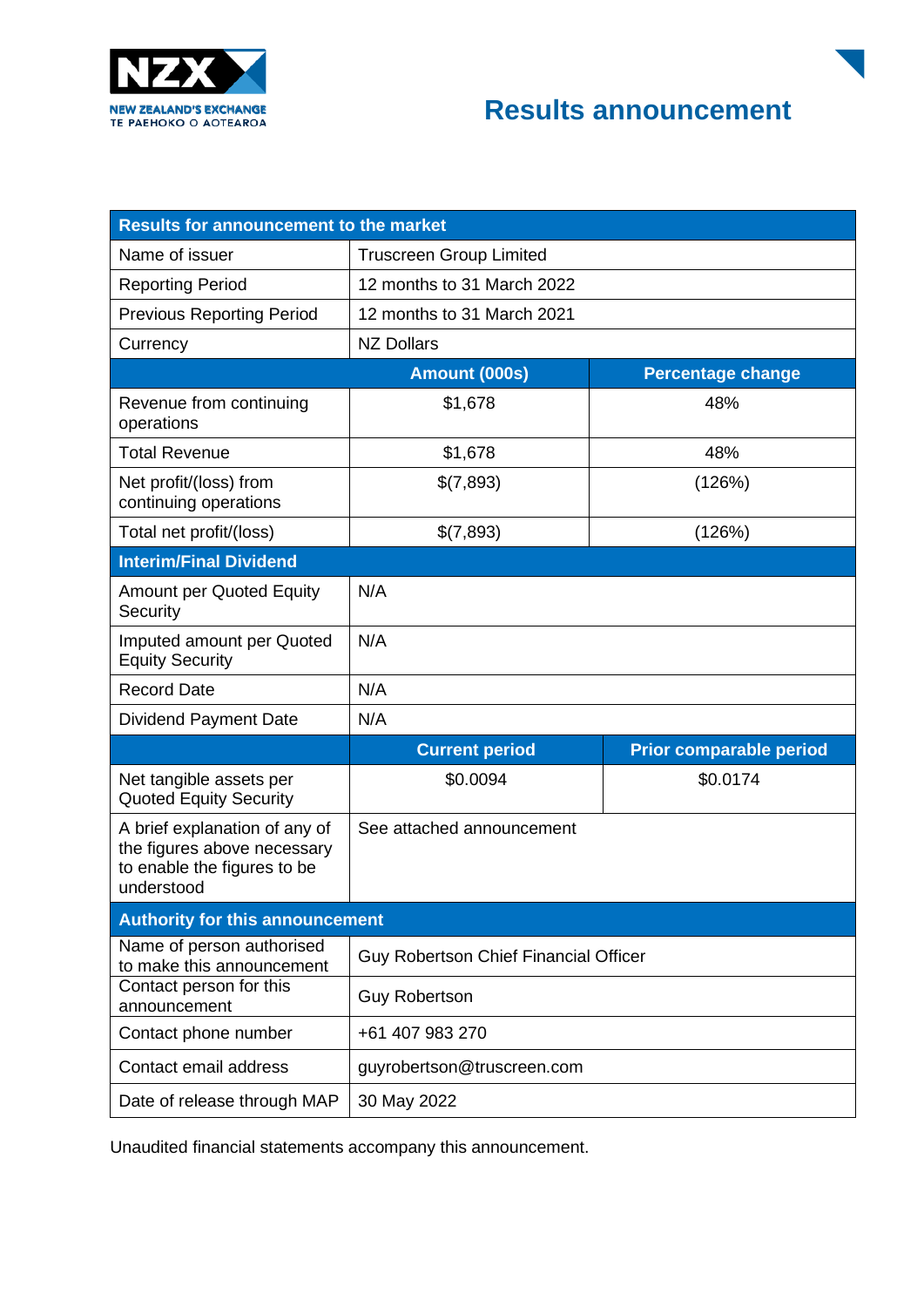# Results announcement

| Results for announcement to the market | | |
|---|---|---|
| Name of issuer | Truscreen Group Limited | |
| Reporting Period | 12 months to 31 March 2022 | |
| Previous Reporting Period | 12 months to 31 March 2021 | |
| Currency | NZ Dollars | |
| | **Amount (000s)** | **Percentage change** |
| Revenue from continuing operations | $1,678 | 48% |
| Total Revenue | $1,678 | 48% |
| Net profit/(loss) from continuing operations | $(7,893) | (126%) |
| Total net profit/(loss) | $(7,893) | (126%) |
| **Interim/Final Dividend** | | |
| Amount per Quoted Equity Security | N/A | |
| Imputed amount per Quoted Equity Security | N/A | |
| Record Date | N/A | |
| Dividend Payment Date | N/A | |
| | **Current period** | **Prior comparable period** |
| Net tangible assets per Quoted Equity Security | $0.0094 | $0.0174 |
| A brief explanation of any of the figures above necessary to enable the figures to be understood | See attached announcement | |
| **Authority for this announcement** | | |
| Name of person authorised to make this announcement | Guy Robertson Chief Financial Officer | |
| Contact person for this announcement | Guy Robertson | |
| Contact phone number | +61 407 983 270 | |
| Contact email address | guyrobertson@truscreen.com | |
| Date of release through MAP | 30 May 2022 | |

Unaudited financial statements accompany this announcement.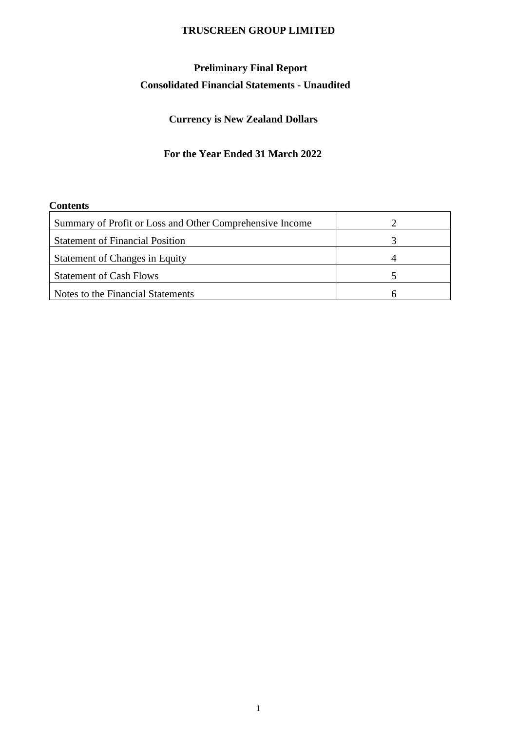# TRUSCREEN GROUP LIMITED

## Preliminary Final Report

## Consolidated Financial Statements - Unaudited

### Currency is New Zealand Dollars

### For the Year Ended 31 March 2022

**Contents**

| | |
|---|---|
| Summary of Profit or Loss and Other Comprehensive Income | 2 |
| Statement of Financial Position | 3 |
| Statement of Changes in Equity | 4 |
| Statement of Cash Flows | 5 |
| Notes to the Financial Statements | 6 |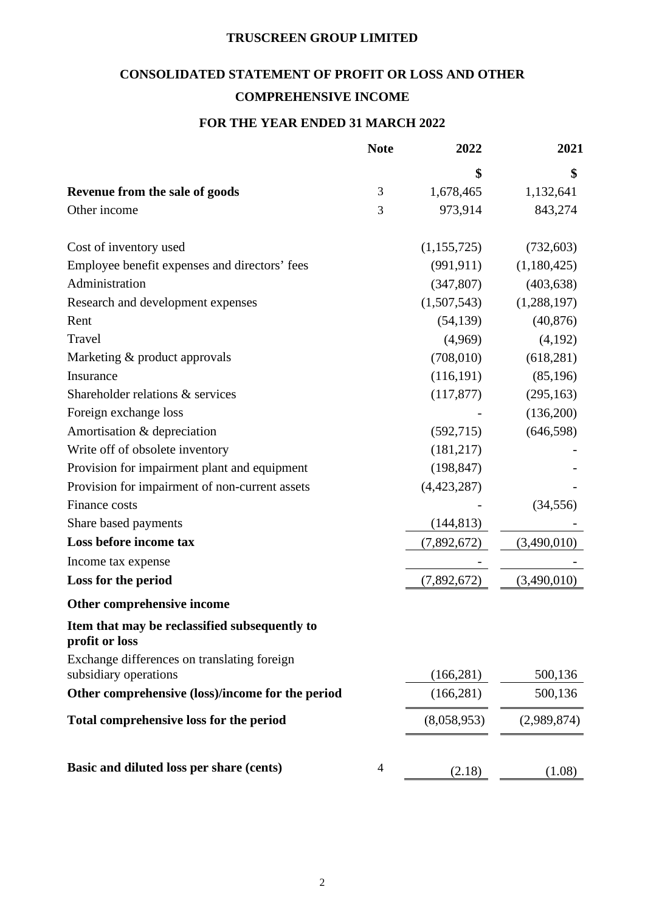**TRUSCREEN GROUP LIMITED**

# CONSOLIDATED STATEMENT OF PROFIT OR LOSS AND OTHER COMPREHENSIVE INCOME

## FOR THE YEAR ENDED 31 MARCH 2022

| | Note | 2022 | 2021 |
|---|---|---|---|
| | | $ | $ |
| **Revenue from the sale of goods** | 3 | 1,678,465 | 1,132,641 |
| Other income | 3 | 973,914 | 843,274 |
| | | | |
| Cost of inventory used | | (1,155,725) | (732,603) |
| Employee benefit expenses and directors' fees | | (991,911) | (1,180,425) |
| Administration | | (347,807) | (403,638) |
| Research and development expenses | | (1,507,543) | (1,288,197) |
| Rent | | (54,139) | (40,876) |
| Travel | | (4,969) | (4,192) |
| Marketing & product approvals | | (708,010) | (618,281) |
| Insurance | | (116,191) | (85,196) |
| Shareholder relations & services | | (117,877) | (295,163) |
| Foreign exchange loss | | - | (136,200) |
| Amortisation & depreciation | | (592,715) | (646,598) |
| Write off of obsolete inventory | | (181,217) | - |
| Provision for impairment plant and equipment | | (198,847) | - |
| Provision for impairment of non-current assets | | (4,423,287) | - |
| Finance costs | | - | (34,556) |
| Share based payments | | (144,813) | - |
| **Loss before income tax** | | (7,892,672) | (3,490,010) |
| Income tax expense | | - | - |
| **Loss for the period** | | (7,892,672) | (3,490,010) |
| **Other comprehensive income** | | | |
| **Item that may be reclassified subsequently to profit or loss** | | | |
| Exchange differences on translating foreign subsidiary operations | | (166,281) | 500,136 |
| **Other comprehensive (loss)/income for the period** | | (166,281) | 500,136 |
| **Total comprehensive loss for the period** | | (8,058,953) | (2,989,874) |
| | | | |
| **Basic and diluted loss per share (cents)** | 4 | (2.18) | (1.08) |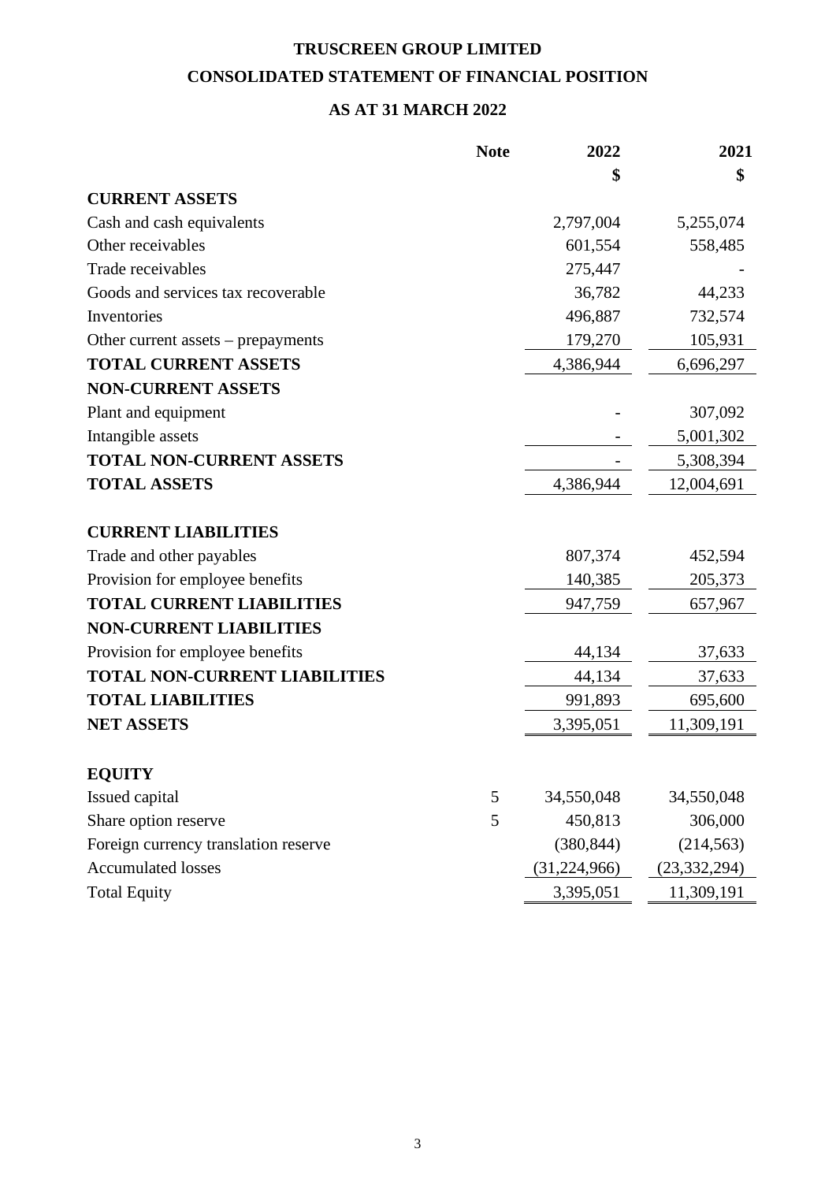# TRUSCREEN GROUP LIMITED

## CONSOLIDATED STATEMENT OF FINANCIAL POSITION

## AS AT 31 MARCH 2022

| | Note | 2022 | 2021 |
|---|---|---|---|
| | | $ | $ |
| **CURRENT ASSETS** | | | |
| Cash and cash equivalents | | 2,797,004 | 5,255,074 |
| Other receivables | | 601,554 | 558,485 |
| Trade receivables | | 275,447 | - |
| Goods and services tax recoverable | | 36,782 | 44,233 |
| Inventories | | 496,887 | 732,574 |
| Other current assets – prepayments | | 179,270 | 105,931 |
| **TOTAL CURRENT ASSETS** | | 4,386,944 | 6,696,297 |
| **NON-CURRENT ASSETS** | | | |
| Plant and equipment | | - | 307,092 |
| Intangible assets | | - | 5,001,302 |
| **TOTAL NON-CURRENT ASSETS** | | - | 5,308,394 |
| **TOTAL ASSETS** | | 4,386,944 | 12,004,691 |
| | | | |
| **CURRENT LIABILITIES** | | | |
| Trade and other payables | | 807,374 | 452,594 |
| Provision for employee benefits | | 140,385 | 205,373 |
| **TOTAL CURRENT LIABILITIES** | | 947,759 | 657,967 |
| **NON-CURRENT LIABILITIES** | | | |
| Provision for employee benefits | | 44,134 | 37,633 |
| **TOTAL NON-CURRENT LIABILITIES** | | 44,134 | 37,633 |
| **TOTAL LIABILITIES** | | 991,893 | 695,600 |
| **NET ASSETS** | | 3,395,051 | 11,309,191 |
| | | | |
| **EQUITY** | | | |
| Issued capital | 5 | 34,550,048 | 34,550,048 |
| Share option reserve | 5 | 450,813 | 306,000 |
| Foreign currency translation reserve | | (380,844) | (214,563) |
| Accumulated losses | | (31,224,966) | (23,332,294) |
| Total Equity | | 3,395,051 | 11,309,191 |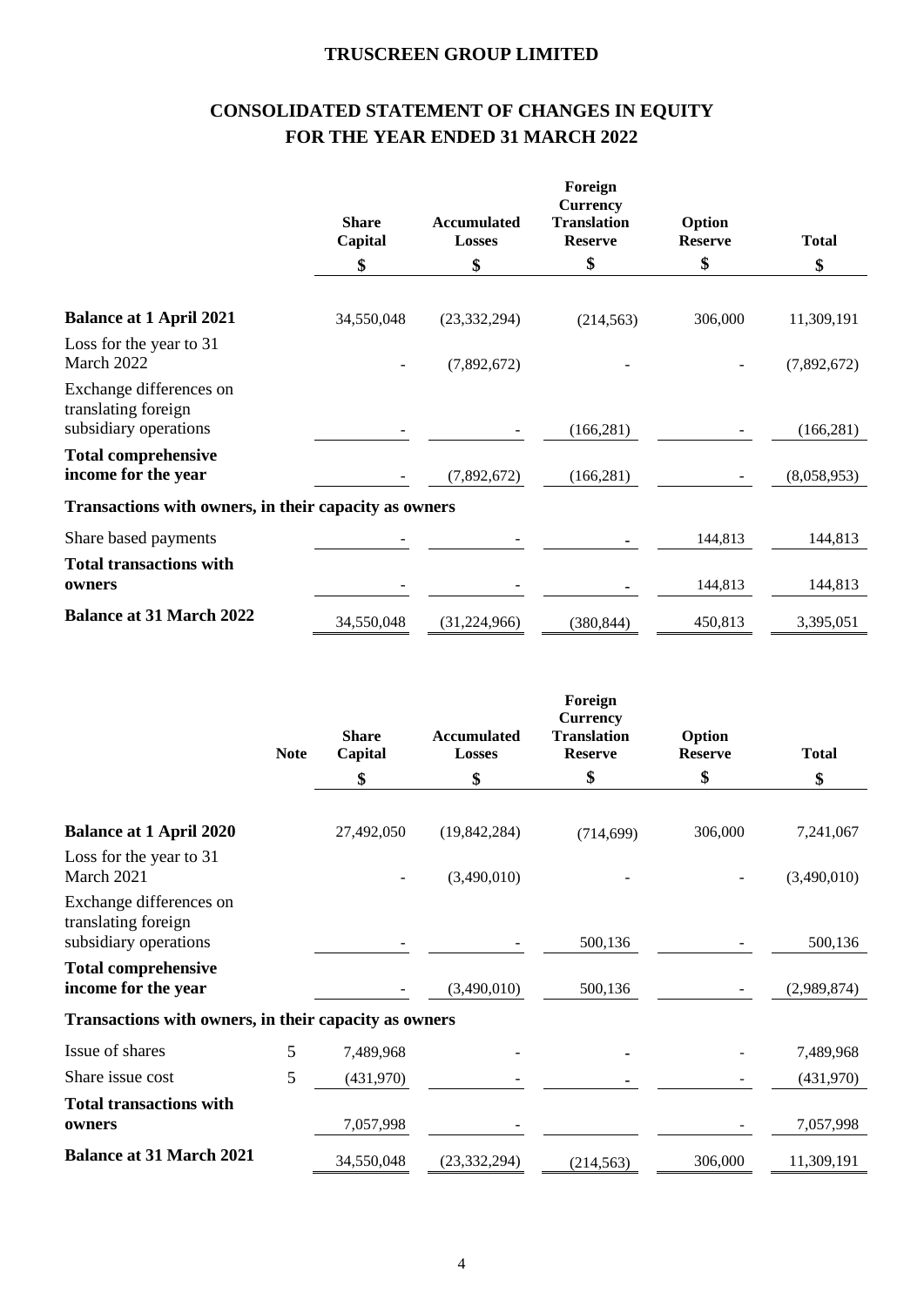# TRUSCREEN GROUP LIMITED

## CONSOLIDATED STATEMENT OF CHANGES IN EQUITY FOR THE YEAR ENDED 31 MARCH 2022

| | Share Capital | Accumulated Losses | Foreign Currency Translation Reserve | Option Reserve | Total |
|---|---|---|---|---|---|
| | $ | $ | $ | $ | $ |
| **Balance at 1 April 2021** | 34,550,048 | (23,332,294) | (214,563) | 306,000 | 11,309,191 |
| Loss for the year to 31 March 2022 | - | (7,892,672) | - | - | (7,892,672) |
| Exchange differences on translating foreign subsidiary operations | - | - | (166,281) | - | (166,281) |
| **Total comprehensive income for the year** | - | (7,892,672) | (166,281) | - | (8,058,953) |
| **Transactions with owners, in their capacity as owners** | | | | | |
| Share based payments | - | - | - | 144,813 | 144,813 |
| **Total transactions with owners** | - | - | - | 144,813 | 144,813 |
| **Balance at 31 March 2022** | 34,550,048 | (31,224,966) | (380,844) | 450,813 | 3,395,051 |

| | Note | Share Capital | Accumulated Losses | Foreign Currency Translation Reserve | Option Reserve | Total |
|---|---|---|---|---|---|---|
| | | $ | $ | $ | $ | $ |
| **Balance at 1 April 2020** | | 27,492,050 | (19,842,284) | (714,699) | 306,000 | 7,241,067 |
| Loss for the year to 31 March 2021 | | - | (3,490,010) | - | - | (3,490,010) |
| Exchange differences on translating foreign subsidiary operations | | - | - | 500,136 | - | 500,136 |
| **Total comprehensive income for the year** | | - | (3,490,010) | 500,136 | - | (2,989,874) |
| **Transactions with owners, in their capacity as owners** | | | | | | |
| Issue of shares | 5 | 7,489,968 | - | - | - | 7,489,968 |
| Share issue cost | 5 | (431,970) | - | - | - | (431,970) |
| **Total transactions with owners** | | 7,057,998 | - | | - | 7,057,998 |
| **Balance at 31 March 2021** | | 34,550,048 | (23,332,294) | (214,563) | 306,000 | 11,309,191 |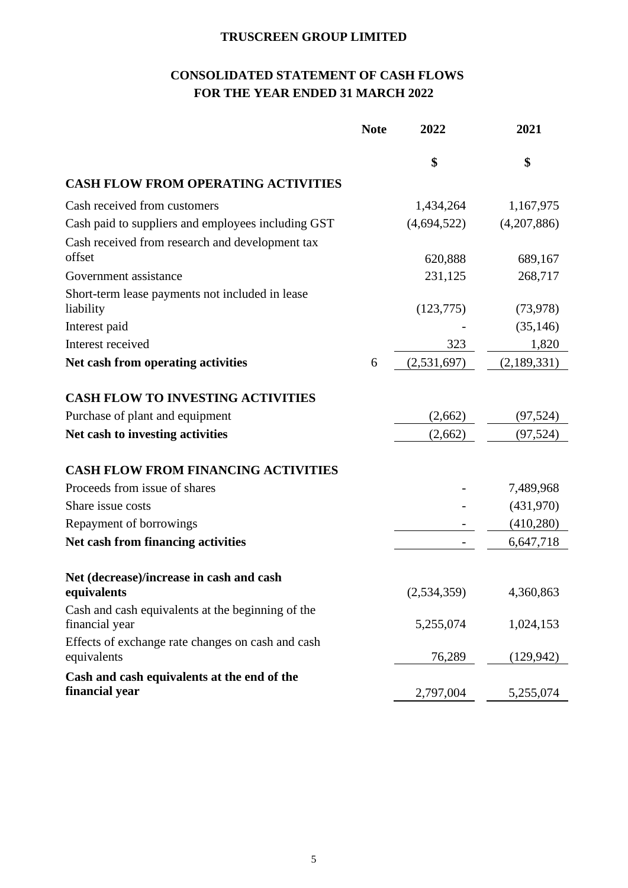**TRUSCREEN GROUP LIMITED**

## CONSOLIDATED STATEMENT OF CASH FLOWS
## FOR THE YEAR ENDED 31 MARCH 2022

| | Note | 2022 | 2021 |
|---|---|---|---|
| | | **$** | **$** |
| **CASH FLOW FROM OPERATING ACTIVITIES** | | | |
| Cash received from customers | | 1,434,264 | 1,167,975 |
| Cash paid to suppliers and employees including GST | | (4,694,522) | (4,207,886) |
| Cash received from research and development tax offset | | 620,888 | 689,167 |
| Government assistance | | 231,125 | 268,717 |
| Short-term lease payments not included in lease liability | | (123,775) | (73,978) |
| Interest paid | | - | (35,146) |
| Interest received | | 323 | 1,820 |
| **Net cash from operating activities** | 6 | (2,531,697) | (2,189,331) |
| | | | |
| **CASH FLOW TO INVESTING ACTIVITIES** | | | |
| Purchase of plant and equipment | | (2,662) | (97,524) |
| **Net cash to investing activities** | | (2,662) | (97,524) |
| | | | |
| **CASH FLOW FROM FINANCING ACTIVITIES** | | | |
| Proceeds from issue of shares | | - | 7,489,968 |
| Share issue costs | | - | (431,970) |
| Repayment of borrowings | | - | (410,280) |
| **Net cash from financing activities** | | - | 6,647,718 |
| | | | |
| **Net (decrease)/increase in cash and cash equivalents** | | (2,534,359) | 4,360,863 |
| Cash and cash equivalents at the beginning of the financial year | | 5,255,074 | 1,024,153 |
| Effects of exchange rate changes on cash and cash equivalents | | 76,289 | (129,942) |
| **Cash and cash equivalents at the end of the financial year** | | 2,797,004 | 5,255,074 |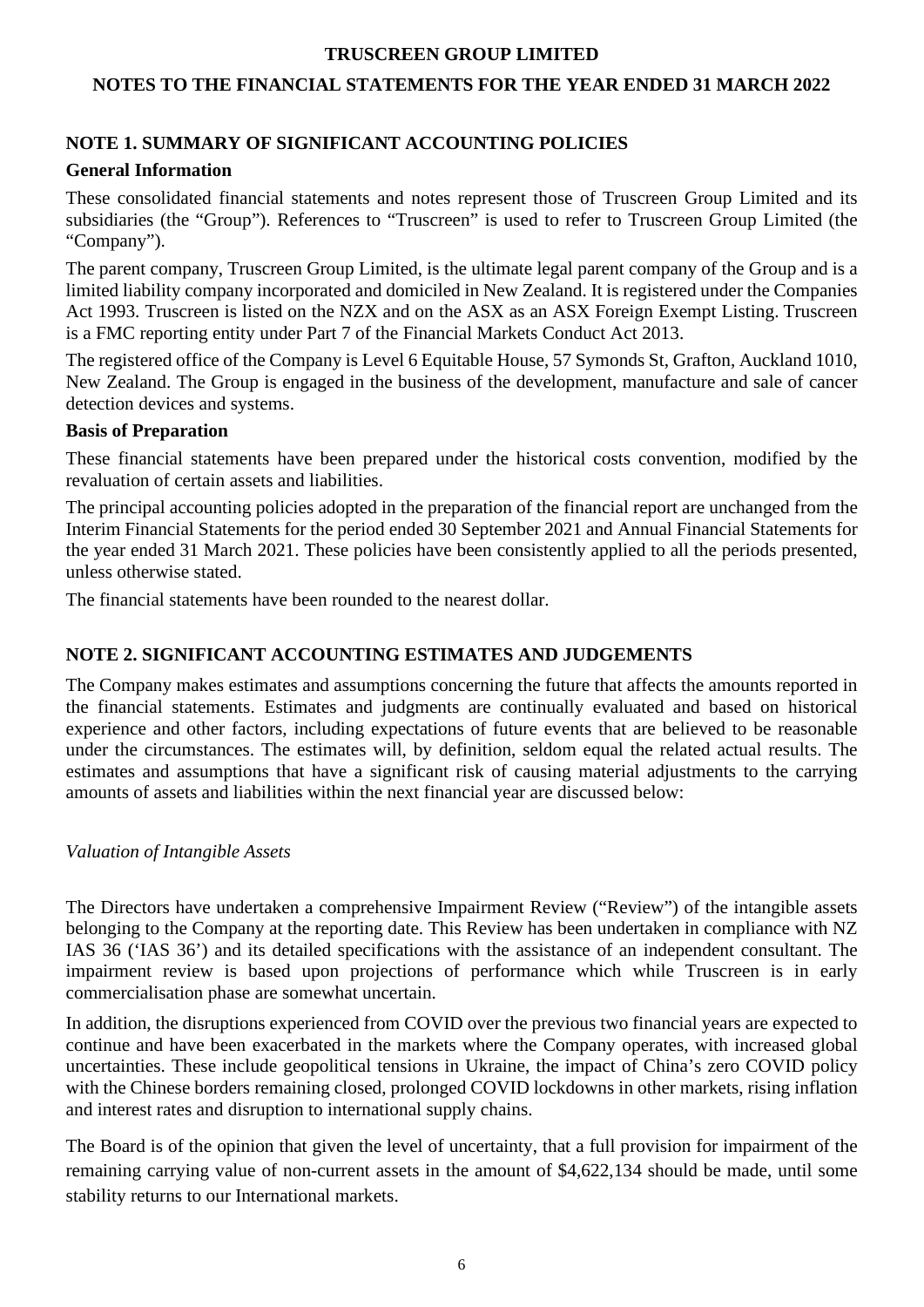# TRUSCREEN GROUP LIMITED

## NOTES TO THE FINANCIAL STATEMENTS FOR THE YEAR ENDED 31 MARCH 2022

### NOTE 1. SUMMARY OF SIGNIFICANT ACCOUNTING POLICIES

**General Information**

These consolidated financial statements and notes represent those of Truscreen Group Limited and its subsidiaries (the "Group"). References to "Truscreen" is used to refer to Truscreen Group Limited (the "Company").

The parent company, Truscreen Group Limited, is the ultimate legal parent company of the Group and is a limited liability company incorporated and domiciled in New Zealand. It is registered under the Companies Act 1993. Truscreen is listed on the NZX and on the ASX as an ASX Foreign Exempt Listing. Truscreen is a FMC reporting entity under Part 7 of the Financial Markets Conduct Act 2013.

The registered office of the Company is Level 6 Equitable House, 57 Symonds St, Grafton, Auckland 1010, New Zealand. The Group is engaged in the business of the development, manufacture and sale of cancer detection devices and systems.

**Basis of Preparation**

These financial statements have been prepared under the historical costs convention, modified by the revaluation of certain assets and liabilities.

The principal accounting policies adopted in the preparation of the financial report are unchanged from the Interim Financial Statements for the period ended 30 September 2021 and Annual Financial Statements for the year ended 31 March 2021. These policies have been consistently applied to all the periods presented, unless otherwise stated.

The financial statements have been rounded to the nearest dollar.

### NOTE 2. SIGNIFICANT ACCOUNTING ESTIMATES AND JUDGEMENTS

The Company makes estimates and assumptions concerning the future that affects the amounts reported in the financial statements. Estimates and judgments are continually evaluated and based on historical experience and other factors, including expectations of future events that are believed to be reasonable under the circumstances. The estimates will, by definition, seldom equal the related actual results. The estimates and assumptions that have a significant risk of causing material adjustments to the carrying amounts of assets and liabilities within the next financial year are discussed below:

*Valuation of Intangible Assets*

The Directors have undertaken a comprehensive Impairment Review ("Review") of the intangible assets belonging to the Company at the reporting date. This Review has been undertaken in compliance with NZ IAS 36 ('IAS 36') and its detailed specifications with the assistance of an independent consultant. The impairment review is based upon projections of performance which while Truscreen is in early commercialisation phase are somewhat uncertain.

In addition, the disruptions experienced from COVID over the previous two financial years are expected to continue and have been exacerbated in the markets where the Company operates, with increased global uncertainties. These include geopolitical tensions in Ukraine, the impact of China's zero COVID policy with the Chinese borders remaining closed, prolonged COVID lockdowns in other markets, rising inflation and interest rates and disruption to international supply chains.

The Board is of the opinion that given the level of uncertainty, that a full provision for impairment of the remaining carrying value of non-current assets in the amount of $4,622,134 should be made, until some stability returns to our International markets.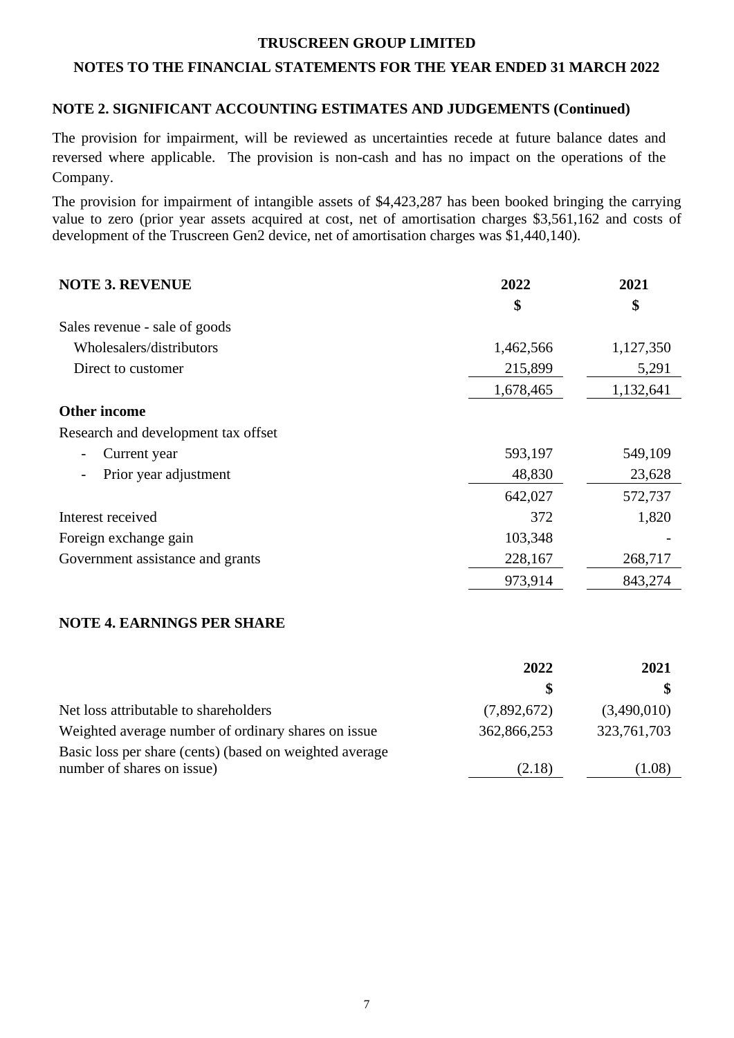**TRUSCREEN GROUP LIMITED**

**NOTES TO THE FINANCIAL STATEMENTS FOR THE YEAR ENDED 31 MARCH 2022**

## NOTE 2. SIGNIFICANT ACCOUNTING ESTIMATES AND JUDGEMENTS (Continued)

The provision for impairment, will be reviewed as uncertainties recede at future balance dates and reversed where applicable. The provision is non-cash and has no impact on the operations of the Company.

The provision for impairment of intangible assets of $4,423,287 has been booked bringing the carrying value to zero (prior year assets acquired at cost, net of amortisation charges $3,561,162 and costs of development of the Truscreen Gen2 device, net of amortisation charges was $1,440,140).

## NOTE 3. REVENUE

| | 2022 | 2021 |
|---|---|---|
| | $ | $ |
| Sales revenue - sale of goods | | |
| Wholesalers/distributors | 1,462,566 | 1,127,350 |
| Direct to customer | 215,899 | 5,291 |
| | 1,678,465 | 1,132,641 |
| **Other income** | | |
| Research and development tax offset | | |
| - Current year | 593,197 | 549,109 |
| - Prior year adjustment | 48,830 | 23,628 |
| | 642,027 | 572,737 |
| Interest received | 372 | 1,820 |
| Foreign exchange gain | 103,348 | - |
| Government assistance and grants | 228,167 | 268,717 |
| | 973,914 | 843,274 |

## NOTE 4. EARNINGS PER SHARE

| | 2022 | 2021 |
|---|---|---|
| | $ | $ |
| Net loss attributable to shareholders | (7,892,672) | (3,490,010) |
| Weighted average number of ordinary shares on issue | 362,866,253 | 323,761,703 |
| Basic loss per share (cents) (based on weighted average number of shares on issue) | (2.18) | (1.08) |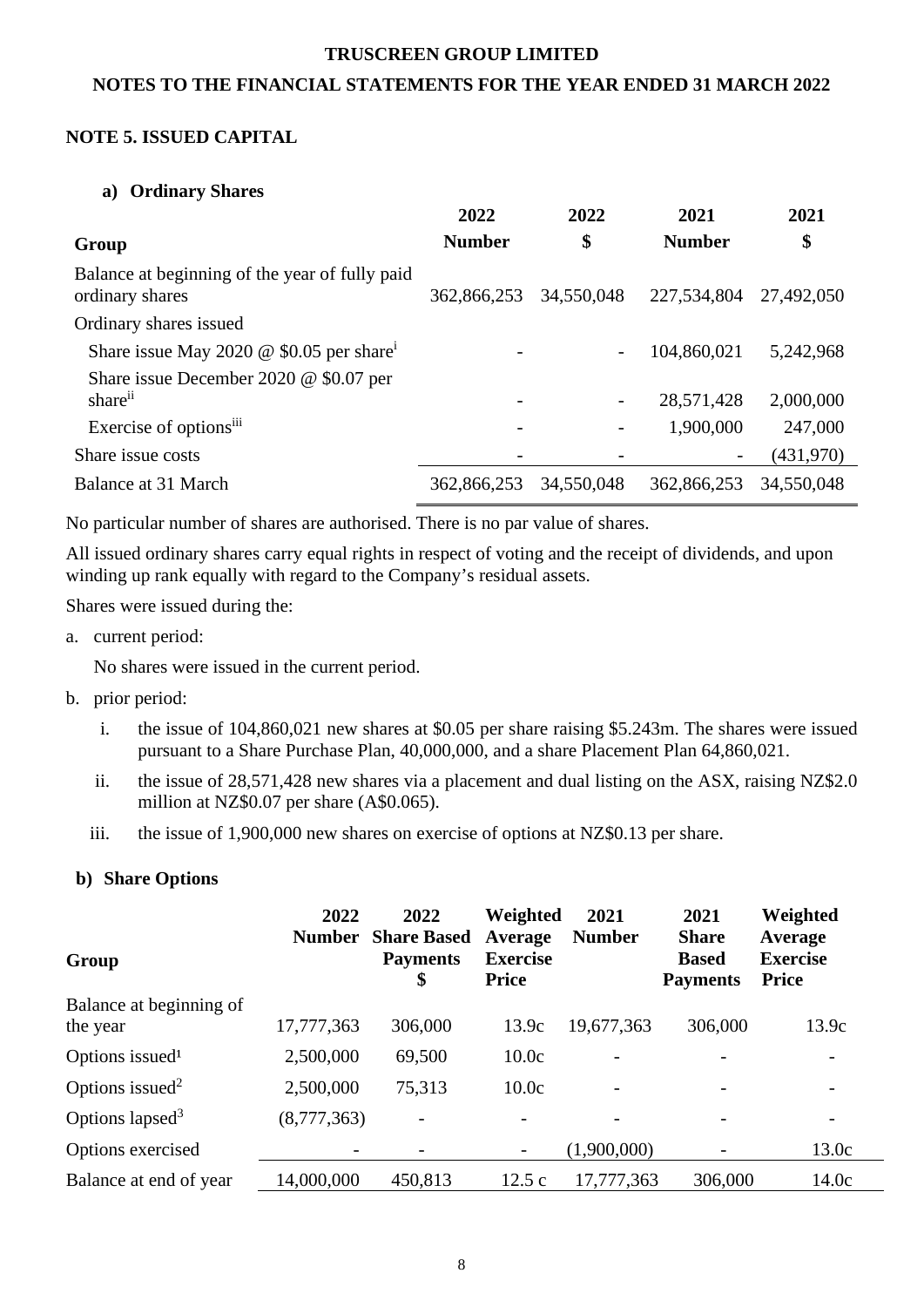## NOTE 5. ISSUED CAPITAL

### a) Ordinary Shares

| Group | 2022 Number | 2022 $ | 2021 Number | 2021 $ |
|---|---|---|---|---|
| Balance at beginning of the year of fully paid ordinary shares | 362,866,253 | 34,550,048 | 227,534,804 | 27,492,050 |
| Ordinary shares issued | | | | |
| Share issue May 2020 @ $0.05 per share[i] | - | - | 104,860,021 | 5,242,968 |
| Share issue December 2020 @ $0.07 per share[ii] | - | - | 28,571,428 | 2,000,000 |
| Exercise of options[iii] | - | - | 1,900,000 | 247,000 |
| Share issue costs | - | - | - | (431,970) |
| Balance at 31 March | 362,866,253 | 34,550,048 | 362,866,253 | 34,550,048 |

No particular number of shares are authorised. There is no par value of shares.

All issued ordinary shares carry equal rights in respect of voting and the receipt of dividends, and upon winding up rank equally with regard to the Company's residual assets.

Shares were issued during the:

a. current period:

   No shares were issued in the current period.

b. prior period:

   i. the issue of 104,860,021 new shares at $0.05 per share raising $5.243m. The shares were issued pursuant to a Share Purchase Plan, 40,000,000, and a share Placement Plan 64,860,021.

   ii. the issue of 28,571,428 new shares via a placement and dual listing on the ASX, raising NZ$2.0 million at NZ$0.07 per share (A$0.065).

   iii. the issue of 1,900,000 new shares on exercise of options at NZ$0.13 per share.

### b) Share Options

| Group | 2022 Number | 2022 Share Based Payments $ | Weighted Average Exercise Price | 2021 Number | 2021 Share Based Payments | Weighted Average Exercise Price |
|---|---|---|---|---|---|---|
| Balance at beginning of the year | 17,777,363 | 306,000 | 13.9c | 19,677,363 | 306,000 | 13.9c |
| Options issued[1] | 2,500,000 | 69,500 | 10.0c | - | - | - |
| Options issued[2] | 2,500,000 | 75,313 | 10.0c | - | - | - |
| Options lapsed[3] | (8,777,363) | - | - | - | - | - |
| Options exercised | - | - | - | (1,900,000) | - | 13.0c |
| Balance at end of year | 14,000,000 | 450,813 | 12.5 c | 17,777,363 | 306,000 | 14.0c |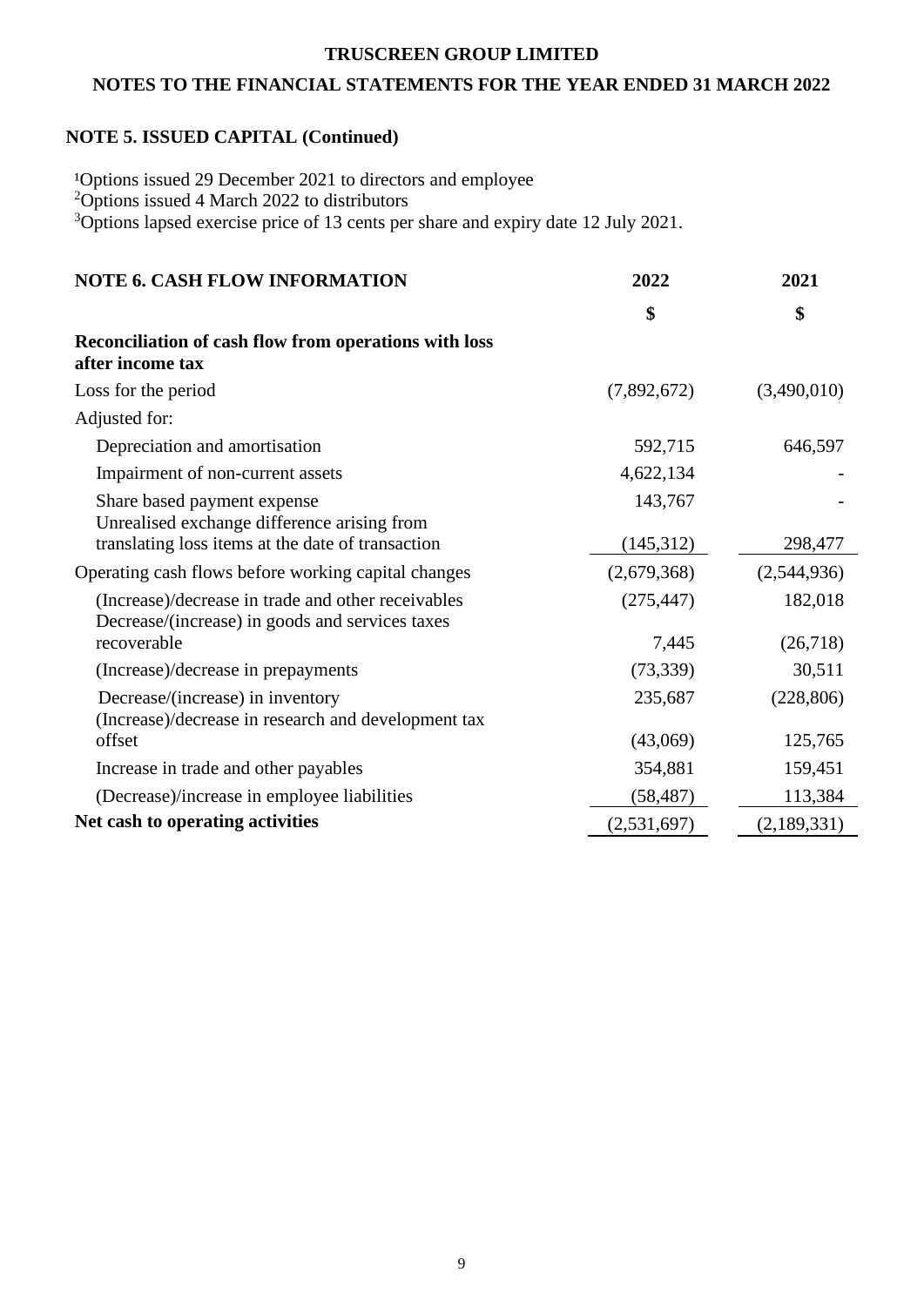**TRUSCREEN GROUP LIMITED**

**NOTES TO THE FINANCIAL STATEMENTS FOR THE YEAR ENDED 31 MARCH 2022**

## NOTE 5. ISSUED CAPITAL (Continued)

[1]Options issued 29 December 2021 to directors and employee
[2]Options issued 4 March 2022 to distributors
[3]Options lapsed exercise price of 13 cents per share and expiry date 12 July 2021.

## NOTE 6. CASH FLOW INFORMATION

| | 2022 | 2021 |
|---|---|---|
| | $ | $ |
| **Reconciliation of cash flow from operations with loss after income tax** | | |
| Loss for the period | (7,892,672) | (3,490,010) |
| Adjusted for: | | |
| Depreciation and amortisation | 592,715 | 646,597 |
| Impairment of non-current assets | 4,622,134 | - |
| Share based payment expense | 143,767 | - |
| Unrealised exchange difference arising from translating loss items at the date of transaction | (145,312) | 298,477 |
| Operating cash flows before working capital changes | (2,679,368) | (2,544,936) |
| (Increase)/decrease in trade and other receivables | (275,447) | 182,018 |
| Decrease/(increase) in goods and services taxes recoverable | 7,445 | (26,718) |
| (Increase)/decrease in prepayments | (73,339) | 30,511 |
| Decrease/(increase) in inventory | 235,687 | (228,806) |
| (Increase)/decrease in research and development tax offset | (43,069) | 125,765 |
| Increase in trade and other payables | 354,881 | 159,451 |
| (Decrease)/increase in employee liabilities | (58,487) | 113,384 |
| **Net cash to operating activities** | (2,531,697) | (2,189,331) |